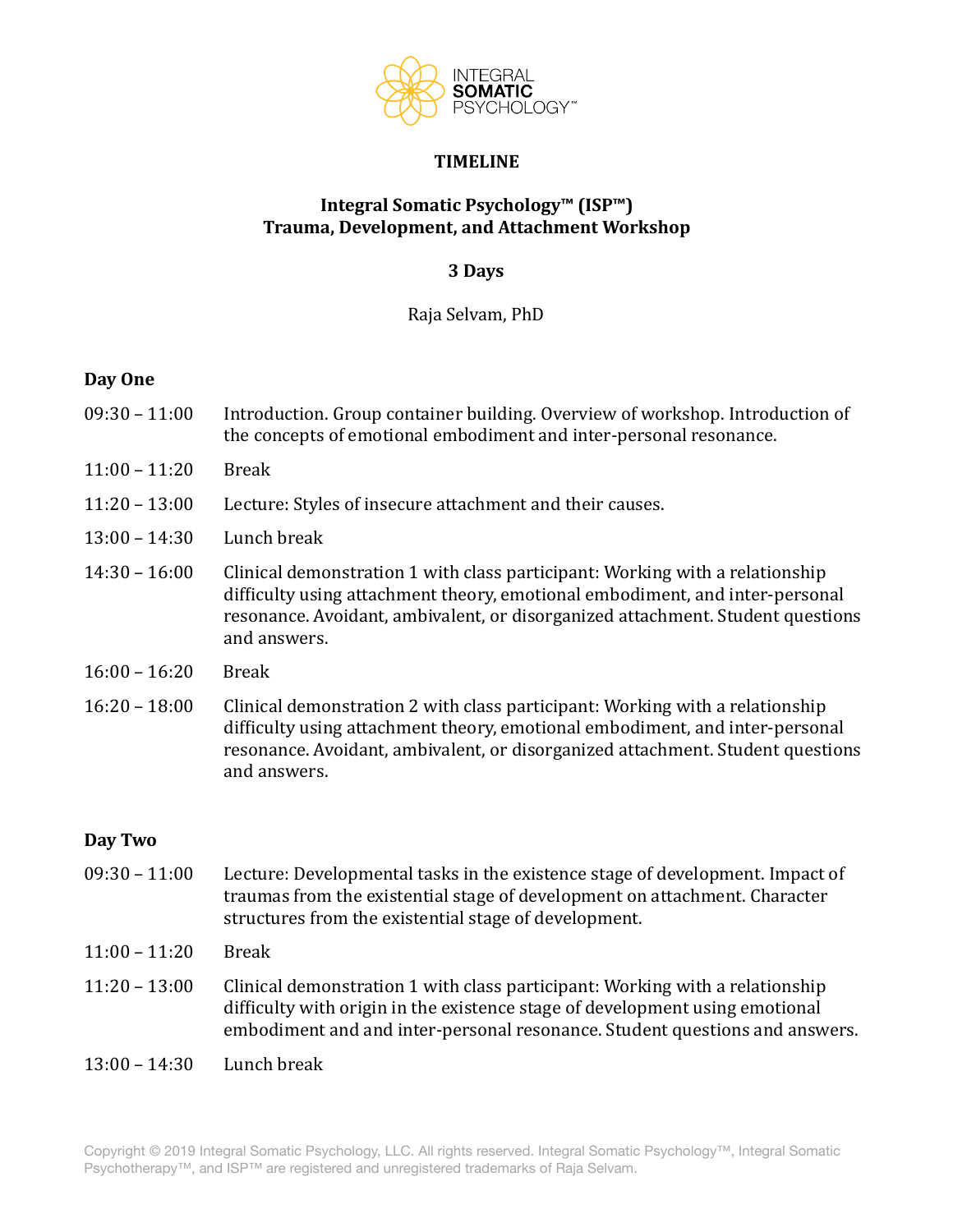INTEGRAL SOMATIC PSYCHOLOGY™

**TIMELINE**

**Integral Somatic Psychology™ (ISP™)**
**Trauma, Development, and Attachment Workshop**

**3 Days**

Raja Selvam, PhD

## Day One

| | |
|---|---|
| 09:30 – 11:00 | Introduction. Group container building. Overview of workshop. Introduction of the concepts of emotional embodiment and inter-personal resonance. |
| 11:00 – 11:20 | Break |
| 11:20 – 13:00 | Lecture: Styles of insecure attachment and their causes. |
| 13:00 – 14:30 | Lunch break |
| 14:30 – 16:00 | Clinical demonstration 1 with class participant: Working with a relationship difficulty using attachment theory, emotional embodiment, and inter-personal resonance. Avoidant, ambivalent, or disorganized attachment. Student questions and answers. |
| 16:00 – 16:20 | Break |
| 16:20 – 18:00 | Clinical demonstration 2 with class participant: Working with a relationship difficulty using attachment theory, emotional embodiment, and inter-personal resonance. Avoidant, ambivalent, or disorganized attachment. Student questions and answers. |

## Day Two

| | |
|---|---|
| 09:30 – 11:00 | Lecture: Developmental tasks in the existence stage of development. Impact of traumas from the existential stage of development on attachment. Character structures from the existential stage of development. |
| 11:00 – 11:20 | Break |
| 11:20 – 13:00 | Clinical demonstration 1 with class participant: Working with a relationship difficulty with origin in the existence stage of development using emotional embodiment and and inter-personal resonance. Student questions and answers. |
| 13:00 – 14:30 | Lunch break |

Copyright © 2019 Integral Somatic Psychology, LLC. All rights reserved. Integral Somatic Psychology™, Integral Somatic Psychotherapy™, and ISP™ are registered and unregistered trademarks of Raja Selvam.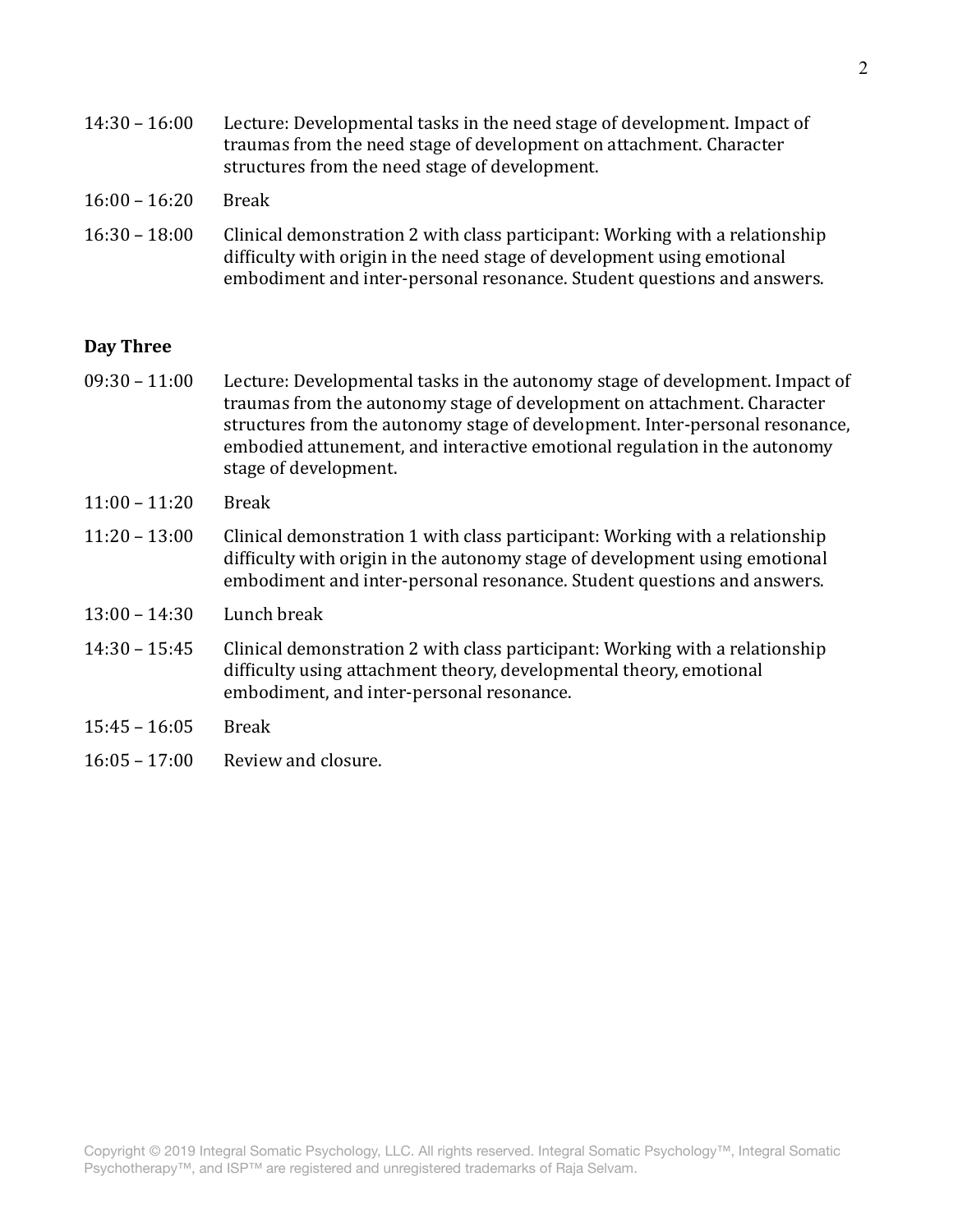| | |
|---|---|
| 14:30 – 16:00 | Lecture: Developmental tasks in the need stage of development. Impact of traumas from the need stage of development on attachment. Character structures from the need stage of development. |
| 16:00 – 16:20 | Break |
| 16:30 – 18:00 | Clinical demonstration 2 with class participant: Working with a relationship difficulty with origin in the need stage of development using emotional embodiment and inter-personal resonance. Student questions and answers. |

**Day Three**

| | |
|---|---|
| 09:30 – 11:00 | Lecture: Developmental tasks in the autonomy stage of development. Impact of traumas from the autonomy stage of development on attachment. Character structures from the autonomy stage of development. Inter-personal resonance, embodied attunement, and interactive emotional regulation in the autonomy stage of development. |
| 11:00 – 11:20 | Break |
| 11:20 – 13:00 | Clinical demonstration 1 with class participant: Working with a relationship difficulty with origin in the autonomy stage of development using emotional embodiment and inter-personal resonance. Student questions and answers. |
| 13:00 – 14:30 | Lunch break |
| 14:30 – 15:45 | Clinical demonstration 2 with class participant: Working with a relationship difficulty using attachment theory, developmental theory, emotional embodiment, and inter-personal resonance. |
| 15:45 – 16:05 | Break |
| 16:05 – 17:00 | Review and closure. |

Copyright © 2019 Integral Somatic Psychology, LLC. All rights reserved. Integral Somatic Psychology™, Integral Somatic Psychotherapy™, and ISP™ are registered and unregistered trademarks of Raja Selvam.